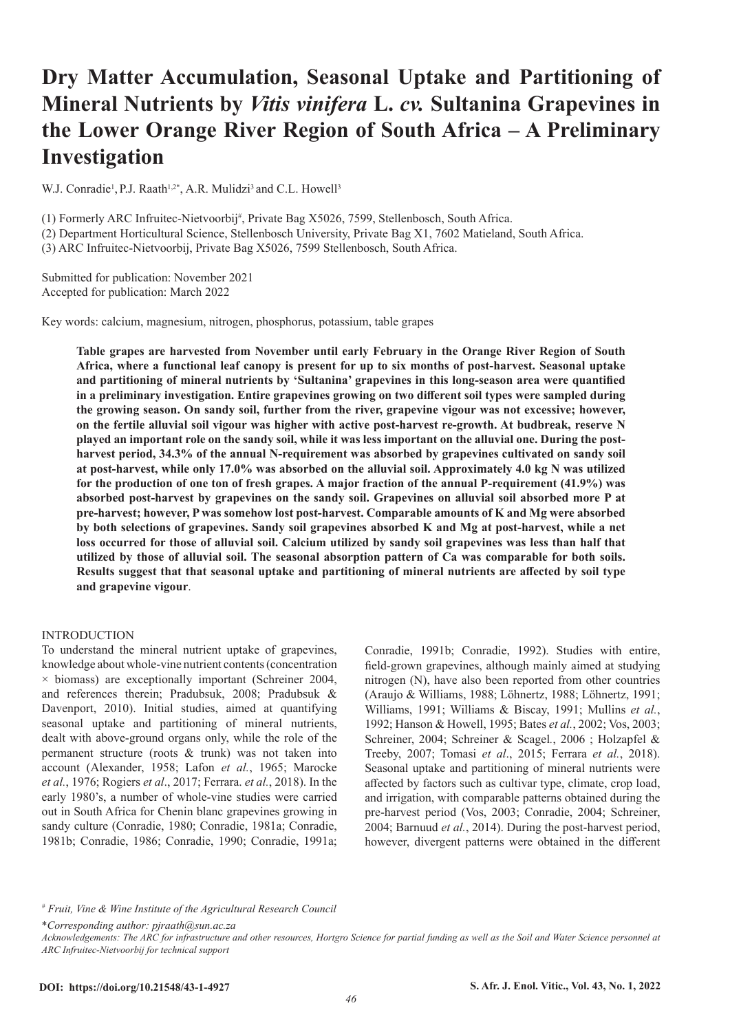# Dry Matter Accumulation, Seasonal Uptake and Partitioning of Mineral Nutrients by *Vitis vinifera* L. *cv.* Sultanina Grapevines in the Lower Orange River Region of South Africa – A Preliminary Investigation

W.J. Conradie[1], P.J. Raath[1,2*], A.R. Mulidzi[3] and C.L. Howell[3]

(1) Formerly ARC Infruitec-Nietvoorbij[#], Private Bag X5026, 7599, Stellenbosch, South Africa.
(2) Department Horticultural Science, Stellenbosch University, Private Bag X1, 7602 Matieland, South Africa.
(3) ARC Infruitec-Nietvoorbij, Private Bag X5026, 7599 Stellenbosch, South Africa.

Submitted for publication: November 2021
Accepted for publication: March 2022

Key words: calcium, magnesium, nitrogen, phosphorus, potassium, table grapes

**Table grapes are harvested from November until early February in the Orange River Region of South Africa, where a functional leaf canopy is present for up to six months of post-harvest. Seasonal uptake and partitioning of mineral nutrients by 'Sultanina' grapevines in this long-season area were quantified in a preliminary investigation. Entire grapevines growing on two different soil types were sampled during the growing season. On sandy soil, further from the river, grapevine vigour was not excessive; however, on the fertile alluvial soil vigour was higher with active post-harvest re-growth. At budbreak, reserve N played an important role on the sandy soil, while it was less important on the alluvial one. During the post-harvest period, 34.3% of the annual N-requirement was absorbed by grapevines cultivated on sandy soil at post-harvest, while only 17.0% was absorbed on the alluvial soil. Approximately 4.0 kg N was utilized for the production of one ton of fresh grapes. A major fraction of the annual P-requirement (41.9%) was absorbed post-harvest by grapevines on the sandy soil. Grapevines on alluvial soil absorbed more P at pre-harvest; however, P was somehow lost post-harvest. Comparable amounts of K and Mg were absorbed by both selections of grapevines. Sandy soil grapevines absorbed K and Mg at post-harvest, while a net loss occurred for those of alluvial soil. Calcium utilized by sandy soil grapevines was less than half that utilized by those of alluvial soil. The seasonal absorption pattern of Ca was comparable for both soils. Results suggest that that seasonal uptake and partitioning of mineral nutrients are affected by soil type and grapevine vigour**.

## INTRODUCTION

To understand the mineral nutrient uptake of grapevines, knowledge about whole-vine nutrient contents (concentration × biomass) are exceptionally important (Schreiner 2004, and references therein; Pradubsuk, 2008; Pradubsuk & Davenport, 2010). Initial studies, aimed at quantifying seasonal uptake and partitioning of mineral nutrients, dealt with above-ground organs only, while the role of the permanent structure (roots & trunk) was not taken into account (Alexander, 1958; Lafon *et al.*, 1965; Marocke *et al.*, 1976; Rogiers *et al*., 2017; Ferrara. *et al.*, 2018). In the early 1980's, a number of whole-vine studies were carried out in South Africa for Chenin blanc grapevines growing in sandy culture (Conradie, 1980; Conradie, 1981a; Conradie, 1981b; Conradie, 1986; Conradie, 1990; Conradie, 1991a; Conradie, 1991b; Conradie, 1992). Studies with entire, field-grown grapevines, although mainly aimed at studying nitrogen (N), have also been reported from other countries (Araujo & Williams, 1988; Löhnertz, 1988; Löhnertz, 1991; Williams, 1991; Williams & Biscay, 1991; Mullins *et al.*, 1992; Hanson & Howell, 1995; Bates *et al.*, 2002; Vos, 2003; Schreiner, 2004; Schreiner & Scagel., 2006 ; Holzapfel & Treeby, 2007; Tomasi *et al*., 2015; Ferrara *et al.*, 2018). Seasonal uptake and partitioning of mineral nutrients were affected by factors such as cultivar type, climate, crop load, and irrigation, with comparable patterns obtained during the pre-harvest period (Vos, 2003; Conradie, 2004; Schreiner, 2004; Barnuud *et al.*, 2014). During the post-harvest period, however, divergent patterns were obtained in the different

[#] *Fruit, Vine & Wine Institute of the Agricultural Research Council*

\**Corresponding author: pjraath@sun.ac.za*

*Acknowledgements: The ARC for infrastructure and other resources, Hortgro Science for partial funding as well as the Soil and Water Science personnel at ARC Infruitec-Nietvoorbij for technical support*

**DOI: https://doi.org/10.21548/43-1-4927**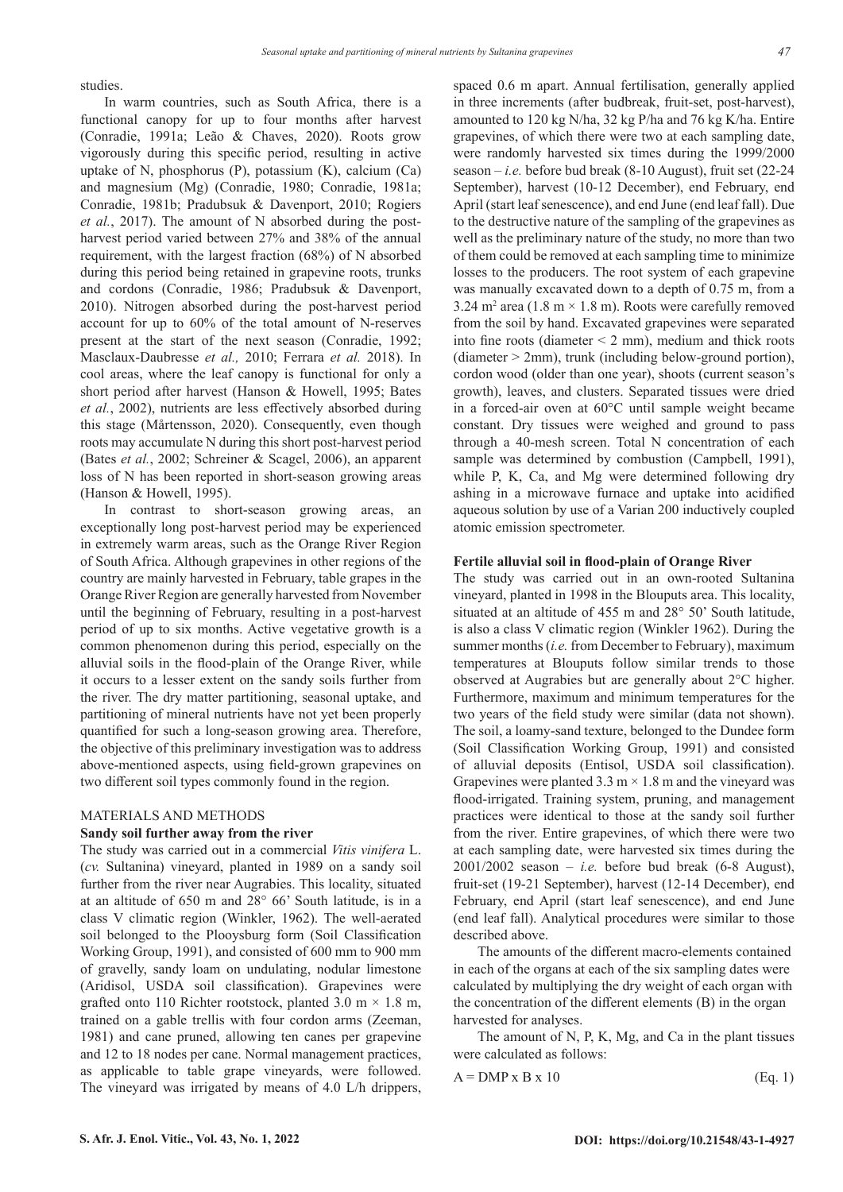studies.

In warm countries, such as South Africa, there is a functional canopy for up to four months after harvest (Conradie, 1991a; Leão & Chaves, 2020). Roots grow vigorously during this specific period, resulting in active uptake of N, phosphorus (P), potassium (K), calcium (Ca) and magnesium (Mg) (Conradie, 1980; Conradie, 1981a; Conradie, 1981b; Pradubsuk & Davenport, 2010; Rogiers *et al.*, 2017). The amount of N absorbed during the post-harvest period varied between 27% and 38% of the annual requirement, with the largest fraction (68%) of N absorbed during this period being retained in grapevine roots, trunks and cordons (Conradie, 1986; Pradubsuk & Davenport, 2010). Nitrogen absorbed during the post-harvest period account for up to 60% of the total amount of N-reserves present at the start of the next season (Conradie, 1992; Masclaux-Daubresse *et al.,* 2010; Ferrara *et al.* 2018). In cool areas, where the leaf canopy is functional for only a short period after harvest (Hanson & Howell, 1995; Bates *et al.*, 2002), nutrients are less effectively absorbed during this stage (Mårtensson, 2020). Consequently, even though roots may accumulate N during this short post-harvest period (Bates *et al.*, 2002; Schreiner & Scagel, 2006), an apparent loss of N has been reported in short-season growing areas (Hanson & Howell, 1995).

In contrast to short-season growing areas, an exceptionally long post-harvest period may be experienced in extremely warm areas, such as the Orange River Region of South Africa. Although grapevines in other regions of the country are mainly harvested in February, table grapes in the Orange River Region are generally harvested from November until the beginning of February, resulting in a post-harvest period of up to six months. Active vegetative growth is a common phenomenon during this period, especially on the alluvial soils in the flood-plain of the Orange River, while it occurs to a lesser extent on the sandy soils further from the river. The dry matter partitioning, seasonal uptake, and partitioning of mineral nutrients have not yet been properly quantified for such a long-season growing area. Therefore, the objective of this preliminary investigation was to address above-mentioned aspects, using field-grown grapevines on two different soil types commonly found in the region.

## MATERIALS AND METHODS

### Sandy soil further away from the river

The study was carried out in a commercial *Vitis vinifera* L. (*cv.* Sultanina) vineyard, planted in 1989 on a sandy soil further from the river near Augrabies. This locality, situated at an altitude of 650 m and 28° 66' South latitude, is in a class V climatic region (Winkler, 1962). The well-aerated soil belonged to the Plooysburg form (Soil Classification Working Group, 1991), and consisted of 600 mm to 900 mm of gravelly, sandy loam on undulating, nodular limestone (Aridisol, USDA soil classification). Grapevines were grafted onto 110 Richter rootstock, planted 3.0 m × 1.8 m, trained on a gable trellis with four cordon arms (Zeeman, 1981) and cane pruned, allowing ten canes per grapevine and 12 to 18 nodes per cane. Normal management practices, as applicable to table grape vineyards, were followed. The vineyard was irrigated by means of 4.0 L/h drippers, spaced 0.6 m apart. Annual fertilisation, generally applied in three increments (after budbreak, fruit-set, post-harvest), amounted to 120 kg N/ha, 32 kg P/ha and 76 kg K/ha. Entire grapevines, of which there were two at each sampling date, were randomly harvested six times during the 1999/2000 season – *i.e.* before bud break (8-10 August), fruit set (22-24 September), harvest (10-12 December), end February, end April (start leaf senescence), and end June (end leaf fall). Due to the destructive nature of the sampling of the grapevines as well as the preliminary nature of the study, no more than two of them could be removed at each sampling time to minimize losses to the producers. The root system of each grapevine was manually excavated down to a depth of 0.75 m, from a 3.24 m$^2$ area (1.8 m × 1.8 m). Roots were carefully removed from the soil by hand. Excavated grapevines were separated into fine roots (diameter < 2 mm), medium and thick roots (diameter > 2mm), trunk (including below-ground portion), cordon wood (older than one year), shoots (current season's growth), leaves, and clusters. Separated tissues were dried in a forced-air oven at 60°C until sample weight became constant. Dry tissues were weighed and ground to pass through a 40-mesh screen. Total N concentration of each sample was determined by combustion (Campbell, 1991), while P, K, Ca, and Mg were determined following dry ashing in a microwave furnace and uptake into acidified aqueous solution by use of a Varian 200 inductively coupled atomic emission spectrometer.

### Fertile alluvial soil in flood-plain of Orange River

The study was carried out in an own-rooted Sultanina vineyard, planted in 1998 in the Blouputs area. This locality, situated at an altitude of 455 m and 28° 50' South latitude, is also a class V climatic region (Winkler 1962). During the summer months (*i.e.* from December to February), maximum temperatures at Blouputs follow similar trends to those observed at Augrabies but are generally about 2°C higher. Furthermore, maximum and minimum temperatures for the two years of the field study were similar (data not shown). The soil, a loamy-sand texture, belonged to the Dundee form (Soil Classification Working Group, 1991) and consisted of alluvial deposits (Entisol, USDA soil classification). Grapevines were planted 3.3 m × 1.8 m and the vineyard was flood-irrigated. Training system, pruning, and management practices were identical to those at the sandy soil further from the river. Entire grapevines, of which there were two at each sampling date, were harvested six times during the 2001/2002 season – *i.e.* before bud break (6-8 August), fruit-set (19-21 September), harvest (12-14 December), end February, end April (start leaf senescence), and end June (end leaf fall). Analytical procedures were similar to those described above.

The amounts of the different macro-elements contained in each of the organs at each of the six sampling dates were calculated by multiplying the dry weight of each organ with the concentration of the different elements (B) in the organ harvested for analyses.

The amount of N, P, K, Mg, and Ca in the plant tissues were calculated as follows:

$$A = DMP \times B \times 10 \qquad \text{(Eq. 1)}$$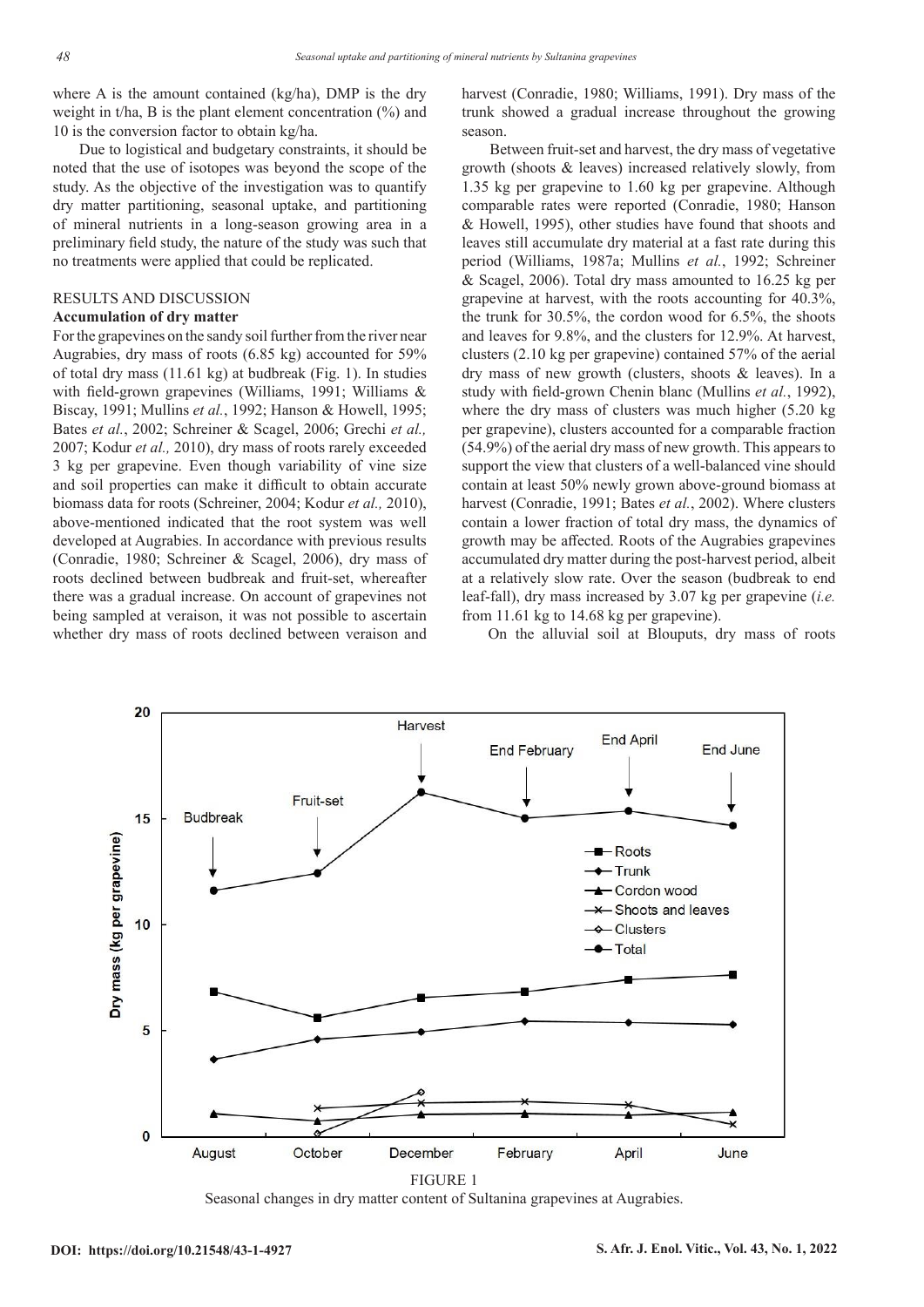where A is the amount contained (kg/ha), DMP is the dry weight in t/ha, B is the plant element concentration (%) and 10 is the conversion factor to obtain kg/ha.

Due to logistical and budgetary constraints, it should be noted that the use of isotopes was beyond the scope of the study. As the objective of the investigation was to quantify dry matter partitioning, seasonal uptake, and partitioning of mineral nutrients in a long-season growing area in a preliminary field study, the nature of the study was such that no treatments were applied that could be replicated.

## RESULTS AND DISCUSSION

### Accumulation of dry matter

For the grapevines on the sandy soil further from the river near Augrabies, dry mass of roots (6.85 kg) accounted for 59% of total dry mass (11.61 kg) at budbreak (Fig. 1). In studies with field-grown grapevines (Williams, 1991; Williams & Biscay, 1991; Mullins *et al.*, 1992; Hanson & Howell, 1995; Bates *et al.*, 2002; Schreiner & Scagel, 2006; Grechi *et al.,* 2007; Kodur *et al.,* 2010), dry mass of roots rarely exceeded 3 kg per grapevine. Even though variability of vine size and soil properties can make it difficult to obtain accurate biomass data for roots (Schreiner, 2004; Kodur *et al.,* 2010), above-mentioned indicated that the root system was well developed at Augrabies. In accordance with previous results (Conradie, 1980; Schreiner & Scagel, 2006), dry mass of roots declined between budbreak and fruit-set, whereafter there was a gradual increase. On account of grapevines not being sampled at veraison, it was not possible to ascertain whether dry mass of roots declined between veraison and harvest (Conradie, 1980; Williams, 1991). Dry mass of the trunk showed a gradual increase throughout the growing season.

Between fruit-set and harvest, the dry mass of vegetative growth (shoots & leaves) increased relatively slowly, from 1.35 kg per grapevine to 1.60 kg per grapevine. Although comparable rates were reported (Conradie, 1980; Hanson & Howell, 1995), other studies have found that shoots and leaves still accumulate dry material at a fast rate during this period (Williams, 1987a; Mullins *et al.*, 1992; Schreiner & Scagel, 2006). Total dry mass amounted to 16.25 kg per grapevine at harvest, with the roots accounting for 40.3%, the trunk for 30.5%, the cordon wood for 6.5%, the shoots and leaves for 9.8%, and the clusters for 12.9%. At harvest, clusters (2.10 kg per grapevine) contained 57% of the aerial dry mass of new growth (clusters, shoots & leaves). In a study with field-grown Chenin blanc (Mullins *et al.*, 1992), where the dry mass of clusters was much higher (5.20 kg per grapevine), clusters accounted for a comparable fraction (54.9%) of the aerial dry mass of new growth. This appears to support the view that clusters of a well-balanced vine should contain at least 50% newly grown above-ground biomass at harvest (Conradie, 1991; Bates *et al.*, 2002). Where clusters contain a lower fraction of total dry mass, the dynamics of growth may be affected. Roots of the Augrabies grapevines accumulated dry matter during the post-harvest period, albeit at a relatively slow rate. Over the season (budbreak to end leaf-fall), dry mass increased by 3.07 kg per grapevine (*i.e.* from 11.61 kg to 14.68 kg per grapevine).

On the alluvial soil at Blouputs, dry mass of roots

FIGURE 1

Seasonal changes in dry matter content of Sultanina grapevines at Augrabies.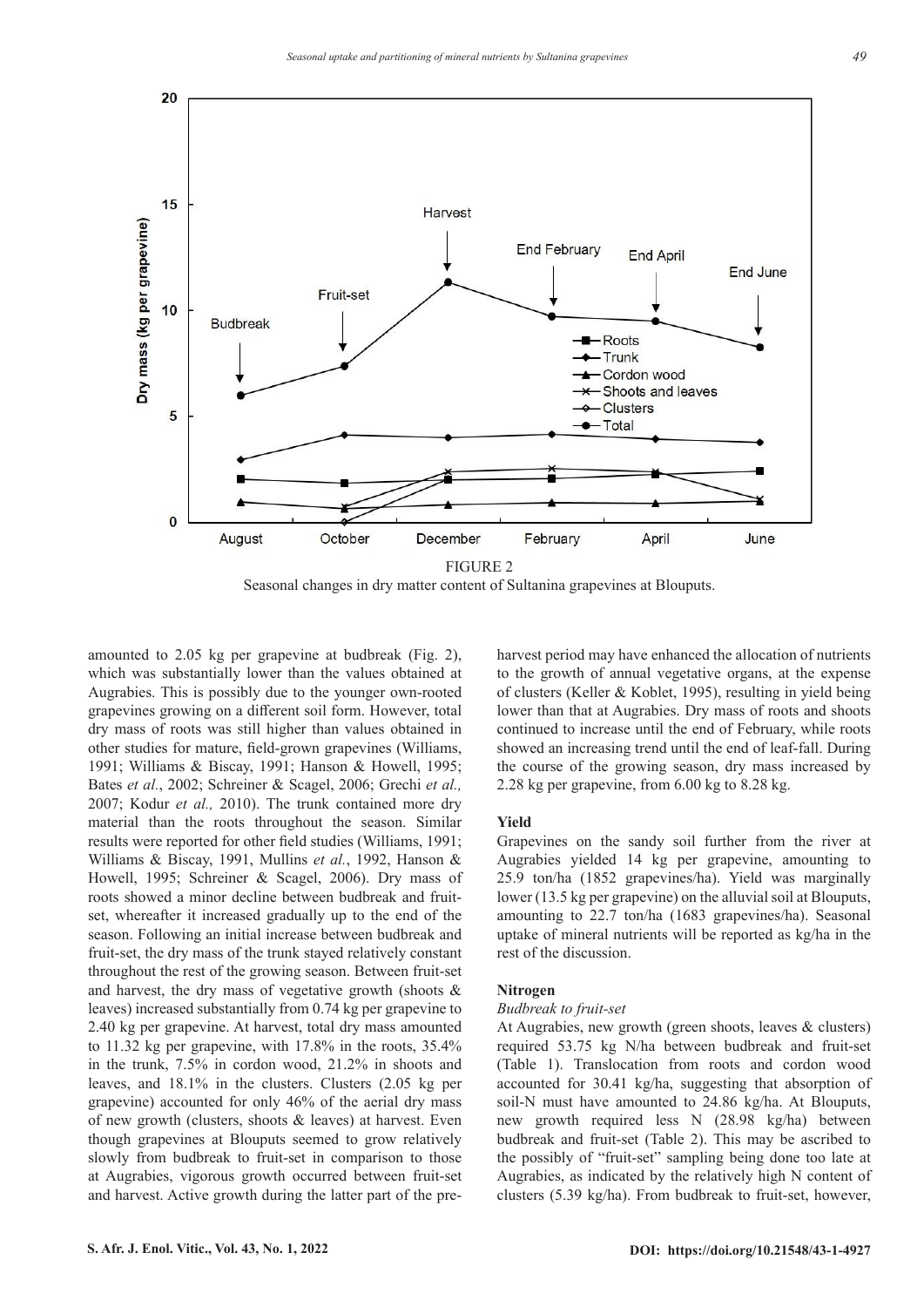FIGURE 2
Seasonal changes in dry matter content of Sultanina grapevines at Blouputs.

amounted to 2.05 kg per grapevine at budbreak (Fig. 2), which was substantially lower than the values obtained at Augrabies. This is possibly due to the younger own-rooted grapevines growing on a different soil form. However, total dry mass of roots was still higher than values obtained in other studies for mature, field-grown grapevines (Williams, 1991; Williams & Biscay, 1991; Hanson & Howell, 1995; Bates *et al.*, 2002; Schreiner & Scagel, 2006; Grechi *et al.,* 2007; Kodur *et al.,* 2010). The trunk contained more dry material than the roots throughout the season. Similar results were reported for other field studies (Williams, 1991; Williams & Biscay, 1991, Mullins *et al.*, 1992, Hanson & Howell, 1995; Schreiner & Scagel, 2006). Dry mass of roots showed a minor decline between budbreak and fruit-set, whereafter it increased gradually up to the end of the season. Following an initial increase between budbreak and fruit-set, the dry mass of the trunk stayed relatively constant throughout the rest of the growing season. Between fruit-set and harvest, the dry mass of vegetative growth (shoots & leaves) increased substantially from 0.74 kg per grapevine to 2.40 kg per grapevine. At harvest, total dry mass amounted to 11.32 kg per grapevine, with 17.8% in the roots, 35.4% in the trunk, 7.5% in cordon wood, 21.2% in shoots and leaves, and 18.1% in the clusters. Clusters (2.05 kg per grapevine) accounted for only 46% of the aerial dry mass of new growth (clusters, shoots & leaves) at harvest. Even though grapevines at Blouputs seemed to grow relatively slowly from budbreak to fruit-set in comparison to those at Augrabies, vigorous growth occurred between fruit-set and harvest. Active growth during the latter part of the pre-harvest period may have enhanced the allocation of nutrients to the growth of annual vegetative organs, at the expense of clusters (Keller & Koblet, 1995), resulting in yield being lower than that at Augrabies. Dry mass of roots and shoots continued to increase until the end of February, while roots showed an increasing trend until the end of leaf-fall. During the course of the growing season, dry mass increased by 2.28 kg per grapevine, from 6.00 kg to 8.28 kg.

### Yield

Grapevines on the sandy soil further from the river at Augrabies yielded 14 kg per grapevine, amounting to 25.9 ton/ha (1852 grapevines/ha). Yield was marginally lower (13.5 kg per grapevine) on the alluvial soil at Blouputs, amounting to 22.7 ton/ha (1683 grapevines/ha). Seasonal uptake of mineral nutrients will be reported as kg/ha in the rest of the discussion.

### Nitrogen

*Budbreak to fruit-set*

At Augrabies, new growth (green shoots, leaves & clusters) required 53.75 kg N/ha between budbreak and fruit-set (Table 1). Translocation from roots and cordon wood accounted for 30.41 kg/ha, suggesting that absorption of soil-N must have amounted to 24.86 kg/ha. At Blouputs, new growth required less N (28.98 kg/ha) between budbreak and fruit-set (Table 2). This may be ascribed to the possibly of "fruit-set" sampling being done too late at Augrabies, as indicated by the relatively high N content of clusters (5.39 kg/ha). From budbreak to fruit-set, however,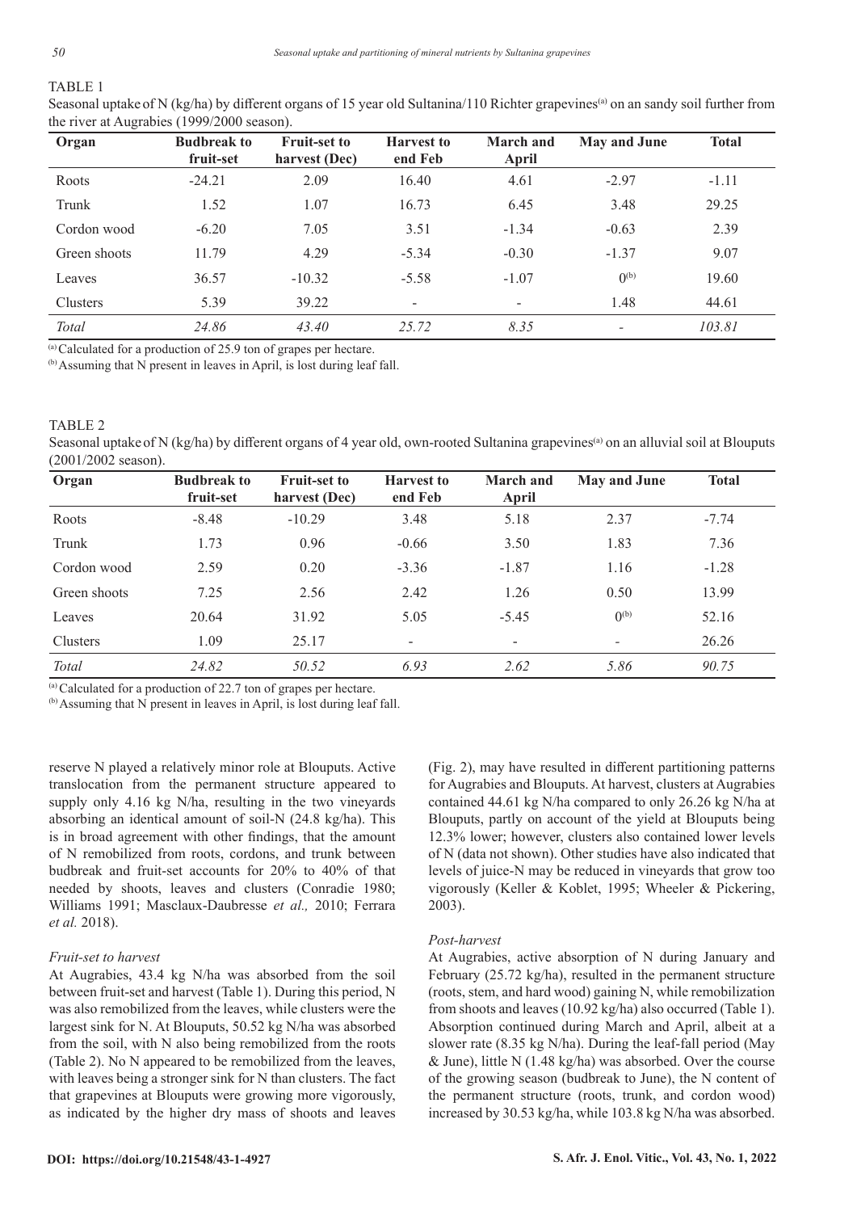TABLE 1

Seasonal uptake of N (kg/ha) by different organs of 15 year old Sultanina/110 Richter grapevines[(a)] on an sandy soil further from the river at Augrabies (1999/2000 season).

| Organ | Budbreak to fruit-set | Fruit-set to harvest (Dec) | Harvest to end Feb | March and April | May and June | Total |
|---|---|---|---|---|---|---|
| Roots | -24.21 | 2.09 | 16.40 | 4.61 | -2.97 | -1.11 |
| Trunk | 1.52 | 1.07 | 16.73 | 6.45 | 3.48 | 29.25 |
| Cordon wood | -6.20 | 7.05 | 3.51 | -1.34 | -0.63 | 2.39 |
| Green shoots | 11.79 | 4.29 | -5.34 | -0.30 | -1.37 | 9.07 |
| Leaves | 36.57 | -10.32 | -5.58 | -1.07 | 0[(b)] | 19.60 |
| Clusters | 5.39 | 39.22 | - | - | 1.48 | 44.61 |
| *Total* | *24.86* | *43.40* | *25.72* | *8.35* | - | *103.81* |

[(a)] Calculated for a production of 25.9 ton of grapes per hectare.

[(b)] Assuming that N present in leaves in April, is lost during leaf fall.

TABLE 2

Seasonal uptake of N (kg/ha) by different organs of 4 year old, own-rooted Sultanina grapevines[(a)] on an alluvial soil at Blouputs (2001/2002 season).

| Organ | Budbreak to fruit-set | Fruit-set to harvest (Dec) | Harvest to end Feb | March and April | May and June | Total |
|---|---|---|---|---|---|---|
| Roots | -8.48 | -10.29 | 3.48 | 5.18 | 2.37 | -7.74 |
| Trunk | 1.73 | 0.96 | -0.66 | 3.50 | 1.83 | 7.36 |
| Cordon wood | 2.59 | 0.20 | -3.36 | -1.87 | 1.16 | -1.28 |
| Green shoots | 7.25 | 2.56 | 2.42 | 1.26 | 0.50 | 13.99 |
| Leaves | 20.64 | 31.92 | 5.05 | -5.45 | 0[(b)] | 52.16 |
| Clusters | 1.09 | 25.17 | - | - | - | 26.26 |
| *Total* | *24.82* | *50.52* | *6.93* | *2.62* | *5.86* | *90.75* |

[(a)] Calculated for a production of 22.7 ton of grapes per hectare.

[(b)] Assuming that N present in leaves in April, is lost during leaf fall.

reserve N played a relatively minor role at Blouputs. Active translocation from the permanent structure appeared to supply only 4.16 kg N/ha, resulting in the two vineyards absorbing an identical amount of soil-N (24.8 kg/ha). This is in broad agreement with other findings, that the amount of N remobilized from roots, cordons, and trunk between budbreak and fruit-set accounts for 20% to 40% of that needed by shoots, leaves and clusters (Conradie 1980; Williams 1991; Masclaux-Daubresse *et al.,* 2010; Ferrara *et al.* 2018).

### *Fruit-set to harvest*

At Augrabies, 43.4 kg N/ha was absorbed from the soil between fruit-set and harvest (Table 1). During this period, N was also remobilized from the leaves, while clusters were the largest sink for N. At Blouputs, 50.52 kg N/ha was absorbed from the soil, with N also being remobilized from the roots (Table 2). No N appeared to be remobilized from the leaves, with leaves being a stronger sink for N than clusters. The fact that grapevines at Blouputs were growing more vigorously, as indicated by the higher dry mass of shoots and leaves (Fig. 2), may have resulted in different partitioning patterns for Augrabies and Blouputs. At harvest, clusters at Augrabies contained 44.61 kg N/ha compared to only 26.26 kg N/ha at Blouputs, partly on account of the yield at Blouputs being 12.3% lower; however, clusters also contained lower levels of N (data not shown). Other studies have also indicated that levels of juice-N may be reduced in vineyards that grow too vigorously (Keller & Koblet, 1995; Wheeler & Pickering, 2003).

### *Post-harvest*

At Augrabies, active absorption of N during January and February (25.72 kg/ha), resulted in the permanent structure (roots, stem, and hard wood) gaining N, while remobilization from shoots and leaves (10.92 kg/ha) also occurred (Table 1). Absorption continued during March and April, albeit at a slower rate (8.35 kg N/ha). During the leaf-fall period (May & June), little N (1.48 kg/ha) was absorbed. Over the course of the growing season (budbreak to June), the N content of the permanent structure (roots, trunk, and cordon wood) increased by 30.53 kg/ha, while 103.8 kg N/ha was absorbed.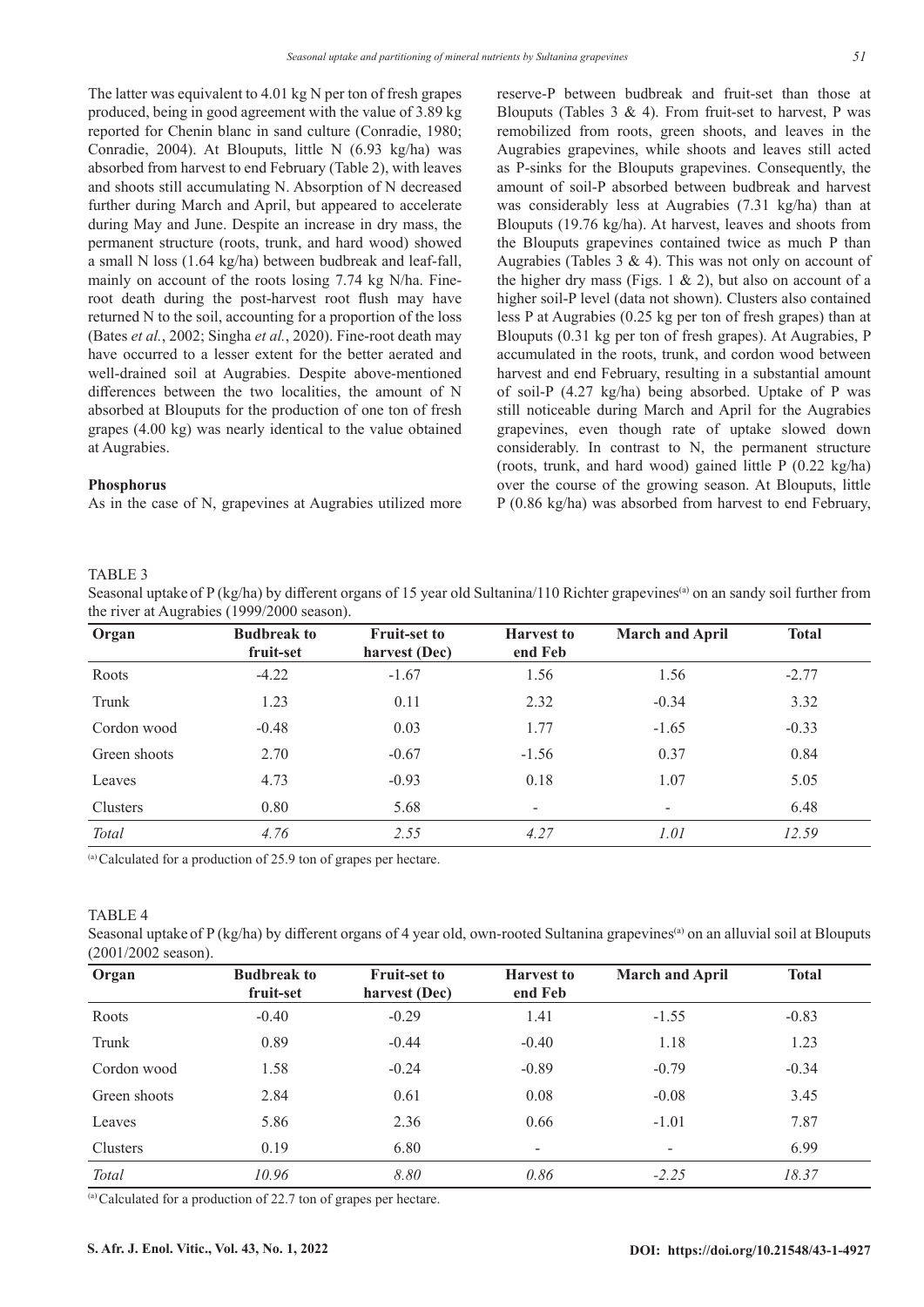The latter was equivalent to 4.01 kg N per ton of fresh grapes produced, being in good agreement with the value of 3.89 kg reported for Chenin blanc in sand culture (Conradie, 1980; Conradie, 2004). At Blouputs, little N (6.93 kg/ha) was absorbed from harvest to end February (Table 2), with leaves and shoots still accumulating N. Absorption of N decreased further during March and April, but appeared to accelerate during May and June. Despite an increase in dry mass, the permanent structure (roots, trunk, and hard wood) showed a small N loss (1.64 kg/ha) between budbreak and leaf-fall, mainly on account of the roots losing 7.74 kg N/ha. Fine-root death during the post-harvest root flush may have returned N to the soil, accounting for a proportion of the loss (Bates *et al.*, 2002; Singha *et al.*, 2020). Fine-root death may have occurred to a lesser extent for the better aerated and well-drained soil at Augrabies. Despite above-mentioned differences between the two localities, the amount of N absorbed at Blouputs for the production of one ton of fresh grapes (4.00 kg) was nearly identical to the value obtained at Augrabies.

**Phosphorus**

As in the case of N, grapevines at Augrabies utilized more reserve-P between budbreak and fruit-set than those at Blouputs (Tables 3 & 4). From fruit-set to harvest, P was remobilized from roots, green shoots, and leaves in the Augrabies grapevines, while shoots and leaves still acted as P-sinks for the Blouputs grapevines. Consequently, the amount of soil-P absorbed between budbreak and harvest was considerably less at Augrabies (7.31 kg/ha) than at Blouputs (19.76 kg/ha). At harvest, leaves and shoots from the Blouputs grapevines contained twice as much P than Augrabies (Tables 3 & 4). This was not only on account of the higher dry mass (Figs. 1 & 2), but also on account of a higher soil-P level (data not shown). Clusters also contained less P at Augrabies (0.25 kg per ton of fresh grapes) than at Blouputs (0.31 kg per ton of fresh grapes). At Augrabies, P accumulated in the roots, trunk, and cordon wood between harvest and end February, resulting in a substantial amount of soil-P (4.27 kg/ha) being absorbed. Uptake of P was still noticeable during March and April for the Augrabies grapevines, even though rate of uptake slowed down considerably. In contrast to N, the permanent structure (roots, trunk, and hard wood) gained little P (0.22 kg/ha) over the course of the growing season. At Blouputs, little P (0.86 kg/ha) was absorbed from harvest to end February,

TABLE 3

Seasonal uptake of P (kg/ha) by different organs of 15 year old Sultanina/110 Richter grapevines[a] on an sandy soil further from the river at Augrabies (1999/2000 season).

| Organ | Budbreak to fruit-set | Fruit-set to harvest (Dec) | Harvest to end Feb | March and April | Total |
|---|---|---|---|---|---|
| Roots | -4.22 | -1.67 | 1.56 | 1.56 | -2.77 |
| Trunk | 1.23 | 0.11 | 2.32 | -0.34 | 3.32 |
| Cordon wood | -0.48 | 0.03 | 1.77 | -1.65 | -0.33 |
| Green shoots | 2.70 | -0.67 | -1.56 | 0.37 | 0.84 |
| Leaves | 4.73 | -0.93 | 0.18 | 1.07 | 5.05 |
| Clusters | 0.80 | 5.68 | - | - | 6.48 |
| *Total* | *4.76* | *2.55* | *4.27* | *1.01* | *12.59* |

[a] Calculated for a production of 25.9 ton of grapes per hectare.

TABLE 4

Seasonal uptake of P (kg/ha) by different organs of 4 year old, own-rooted Sultanina grapevines[a] on an alluvial soil at Blouputs (2001/2002 season).

| Organ | Budbreak to fruit-set | Fruit-set to harvest (Dec) | Harvest to end Feb | March and April | Total |
|---|---|---|---|---|---|
| Roots | -0.40 | -0.29 | 1.41 | -1.55 | -0.83 |
| Trunk | 0.89 | -0.44 | -0.40 | 1.18 | 1.23 |
| Cordon wood | 1.58 | -0.24 | -0.89 | -0.79 | -0.34 |
| Green shoots | 2.84 | 0.61 | 0.08 | -0.08 | 3.45 |
| Leaves | 5.86 | 2.36 | 0.66 | -1.01 | 7.87 |
| Clusters | 0.19 | 6.80 | - | - | 6.99 |
| *Total* | *10.96* | *8.80* | *0.86* | *-2.25* | *18.37* |

[a] Calculated for a production of 22.7 ton of grapes per hectare.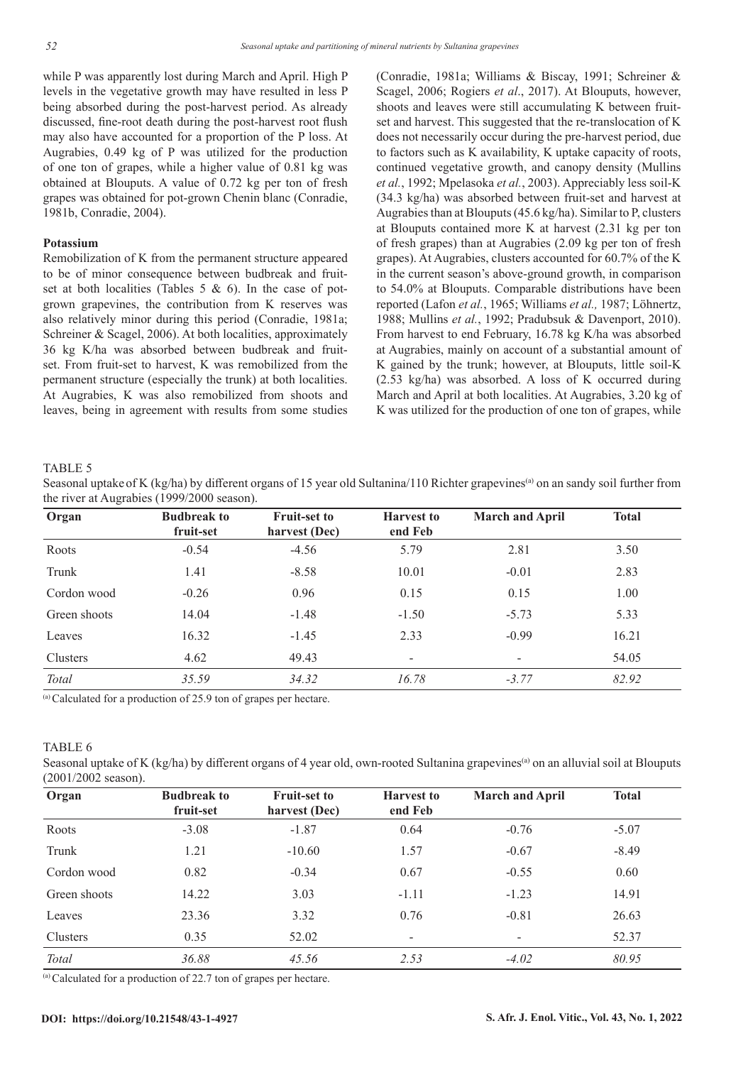while P was apparently lost during March and April. High P levels in the vegetative growth may have resulted in less P being absorbed during the post-harvest period. As already discussed, fine-root death during the post-harvest root flush may also have accounted for a proportion of the P loss. At Augrabies, 0.49 kg of P was utilized for the production of one ton of grapes, while a higher value of 0.81 kg was obtained at Blouputs. A value of 0.72 kg per ton of fresh grapes was obtained for pot-grown Chenin blanc (Conradie, 1981b, Conradie, 2004).

### Potassium

Remobilization of K from the permanent structure appeared to be of minor consequence between budbreak and fruit-set at both localities (Tables 5 & 6). In the case of pot-grown grapevines, the contribution from K reserves was also relatively minor during this period (Conradie, 1981a; Schreiner & Scagel, 2006). At both localities, approximately 36 kg K/ha was absorbed between budbreak and fruit-set. From fruit-set to harvest, K was remobilized from the permanent structure (especially the trunk) at both localities. At Augrabies, K was also remobilized from shoots and leaves, being in agreement with results from some studies (Conradie, 1981a; Williams & Biscay, 1991; Schreiner & Scagel, 2006; Rogiers *et al*., 2017). At Blouputs, however, shoots and leaves were still accumulating K between fruit-set and harvest. This suggested that the re-translocation of K does not necessarily occur during the pre-harvest period, due to factors such as K availability, K uptake capacity of roots, continued vegetative growth, and canopy density (Mullins *et al.*, 1992; Mpelasoka *et al.*, 2003). Appreciably less soil-K (34.3 kg/ha) was absorbed between fruit-set and harvest at Augrabies than at Blouputs (45.6 kg/ha). Similar to P, clusters at Blouputs contained more K at harvest (2.31 kg per ton of fresh grapes) than at Augrabies (2.09 kg per ton of fresh grapes). At Augrabies, clusters accounted for 60.7% of the K in the current season's above-ground growth, in comparison to 54.0% at Blouputs. Comparable distributions have been reported (Lafon *et al.*, 1965; Williams *et al.,* 1987; Löhnertz, 1988; Mullins *et al.*, 1992; Pradubsuk & Davenport, 2010). From harvest to end February, 16.78 kg K/ha was absorbed at Augrabies, mainly on account of a substantial amount of K gained by the trunk; however, at Blouputs, little soil-K (2.53 kg/ha) was absorbed. A loss of K occurred during March and April at both localities. At Augrabies, 3.20 kg of K was utilized for the production of one ton of grapes, while

TABLE 5

Seasonal uptake of K (kg/ha) by different organs of 15 year old Sultanina/110 Richter grapevines[a] on an sandy soil further from the river at Augrabies (1999/2000 season).

| Organ | Budbreak to fruit-set | Fruit-set to harvest (Dec) | Harvest to end Feb | March and April | Total |
|---|---|---|---|---|---|
| Roots | -0.54 | -4.56 | 5.79 | 2.81 | 3.50 |
| Trunk | 1.41 | -8.58 | 10.01 | -0.01 | 2.83 |
| Cordon wood | -0.26 | 0.96 | 0.15 | 0.15 | 1.00 |
| Green shoots | 14.04 | -1.48 | -1.50 | -5.73 | 5.33 |
| Leaves | 16.32 | -1.45 | 2.33 | -0.99 | 16.21 |
| Clusters | 4.62 | 49.43 | - | - | 54.05 |
| *Total* | *35.59* | *34.32* | *16.78* | *-3.77* | *82.92* |

[a] Calculated for a production of 25.9 ton of grapes per hectare.

TABLE 6

Seasonal uptake of K (kg/ha) by different organs of 4 year old, own-rooted Sultanina grapevines[a] on an alluvial soil at Blouputs (2001/2002 season).

| Organ | Budbreak to fruit-set | Fruit-set to harvest (Dec) | Harvest to end Feb | March and April | Total |
|---|---|---|---|---|---|
| Roots | -3.08 | -1.87 | 0.64 | -0.76 | -5.07 |
| Trunk | 1.21 | -10.60 | 1.57 | -0.67 | -8.49 |
| Cordon wood | 0.82 | -0.34 | 0.67 | -0.55 | 0.60 |
| Green shoots | 14.22 | 3.03 | -1.11 | -1.23 | 14.91 |
| Leaves | 23.36 | 3.32 | 0.76 | -0.81 | 26.63 |
| Clusters | 0.35 | 52.02 | - | - | 52.37 |
| *Total* | *36.88* | *45.56* | *2.53* | *-4.02* | *80.95* |

[a] Calculated for a production of 22.7 ton of grapes per hectare.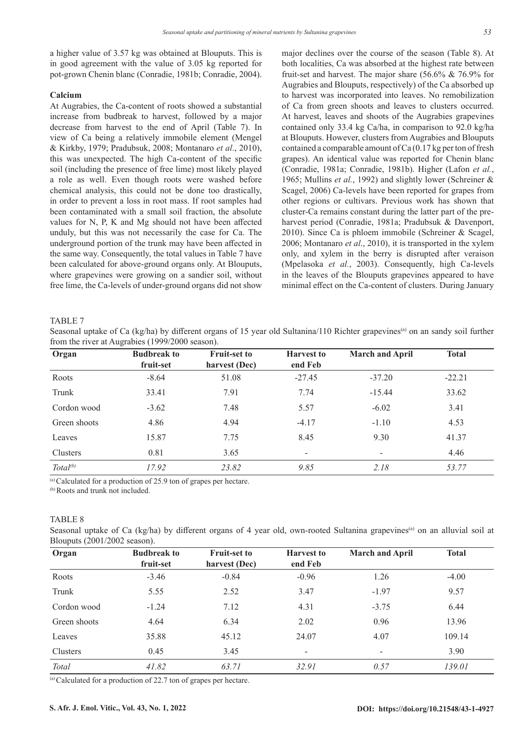a higher value of 3.57 kg was obtained at Blouputs. This is in good agreement with the value of 3.05 kg reported for pot-grown Chenin blanc (Conradie, 1981b; Conradie, 2004).

### Calcium

At Augrabies, the Ca-content of roots showed a substantial increase from budbreak to harvest, followed by a major decrease from harvest to the end of April (Table 7). In view of Ca being a relatively immobile element (Mengel & Kirkby, 1979; Pradubsuk, 2008; Montanaro *et al*., 2010), this was unexpected. The high Ca-content of the specific soil (including the presence of free lime) most likely played a role as well. Even though roots were washed before chemical analysis, this could not be done too drastically, in order to prevent a loss in root mass. If root samples had been contaminated with a small soil fraction, the absolute values for N, P, K and Mg should not have been affected unduly, but this was not necessarily the case for Ca. The underground portion of the trunk may have been affected in the same way. Consequently, the total values in Table 7 have been calculated for above-ground organs only. At Blouputs, where grapevines were growing on a sandier soil, without free lime, the Ca-levels of under-ground organs did not show major declines over the course of the season (Table 8). At both localities, Ca was absorbed at the highest rate between fruit-set and harvest. The major share (56.6% & 76.9% for Augrabies and Blouputs, respectively) of the Ca absorbed up to harvest was incorporated into leaves. No remobilization of Ca from green shoots and leaves to clusters occurred. At harvest, leaves and shoots of the Augrabies grapevines contained only 33.4 kg Ca/ha, in comparison to 92.0 kg/ha at Blouputs. However, clusters from Augrabies and Blouputs contained a comparable amount of Ca (0.17 kg per ton of fresh grapes). An identical value was reported for Chenin blanc (Conradie, 1981a; Conradie, 1981b). Higher (Lafon *et al.*, 1965; Mullins *et al.*, 1992) and slightly lower (Schreiner & Scagel, 2006) Ca-levels have been reported for grapes from other regions or cultivars. Previous work has shown that cluster-Ca remains constant during the latter part of the pre-harvest period (Conradie, 1981a; Pradubsuk & Davenport, 2010). Since Ca is phloem immobile (Schreiner & Scagel, 2006; Montanaro *et al*., 2010), it is transported in the xylem only, and xylem in the berry is disrupted after veraison (Mpelasoka *et al.*, 2003). Consequently, high Ca-levels in the leaves of the Blouputs grapevines appeared to have minimal effect on the Ca-content of clusters. During January

TABLE 7

Seasonal uptake of Ca (kg/ha) by different organs of 15 year old Sultanina/110 Richter grapevines[a] on an sandy soil further from the river at Augrabies (1999/2000 season).

| Organ | Budbreak to fruit-set | Fruit-set to harvest (Dec) | Harvest to end Feb | March and April | Total |
|---|---|---|---|---|---|
| Roots | -8.64 | 51.08 | -27.45 | -37.20 | -22.21 |
| Trunk | 33.41 | 7.91 | 7.74 | -15.44 | 33.62 |
| Cordon wood | -3.62 | 7.48 | 5.57 | -6.02 | 3.41 |
| Green shoots | 4.86 | 4.94 | -4.17 | -1.10 | 4.53 |
| Leaves | 15.87 | 7.75 | 8.45 | 9.30 | 41.37 |
| Clusters | 0.81 | 3.65 | - | - | 4.46 |
| *Total[b]* | *17.92* | *23.82* | *9.85* | *2.18* | *53.77* |

[a] Calculated for a production of 25.9 ton of grapes per hectare.
[b] Roots and trunk not included.

TABLE 8

Seasonal uptake of Ca (kg/ha) by different organs of 4 year old, own-rooted Sultanina grapevines[a] on an alluvial soil at Blouputs (2001/2002 season).

| Organ | Budbreak to fruit-set | Fruit-set to harvest (Dec) | Harvest to end Feb | March and April | Total |
|---|---|---|---|---|---|
| Roots | -3.46 | -0.84 | -0.96 | 1.26 | -4.00 |
| Trunk | 5.55 | 2.52 | 3.47 | -1.97 | 9.57 |
| Cordon wood | -1.24 | 7.12 | 4.31 | -3.75 | 6.44 |
| Green shoots | 4.64 | 6.34 | 2.02 | 0.96 | 13.96 |
| Leaves | 35.88 | 45.12 | 24.07 | 4.07 | 109.14 |
| Clusters | 0.45 | 3.45 | - | - | 3.90 |
| *Total* | *41.82* | *63.71* | *32.91* | *0.57* | *139.01* |

[a] Calculated for a production of 22.7 ton of grapes per hectare.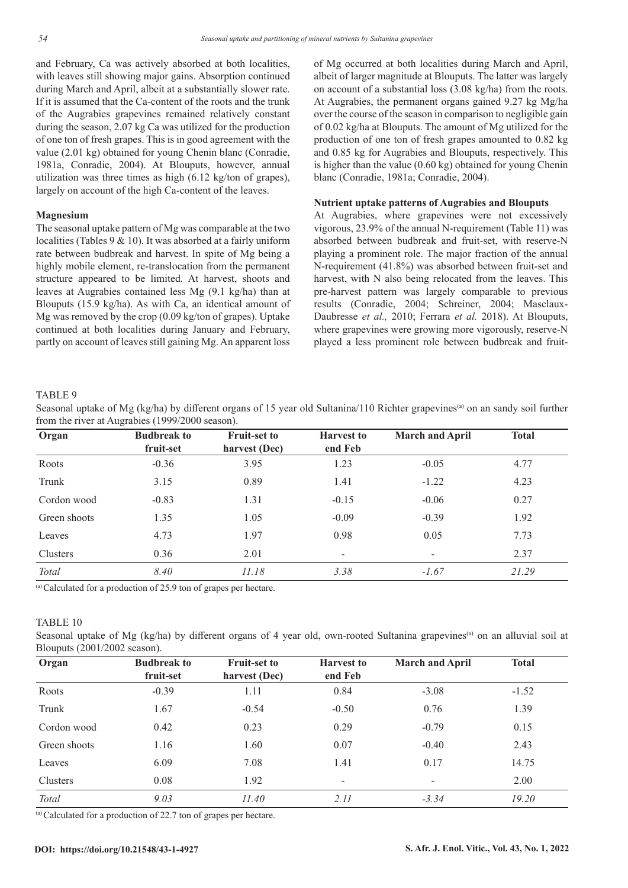and February, Ca was actively absorbed at both localities, with leaves still showing major gains. Absorption continued during March and April, albeit at a substantially slower rate. If it is assumed that the Ca-content of the roots and the trunk of the Augrabies grapevines remained relatively constant during the season, 2.07 kg Ca was utilized for the production of one ton of fresh grapes. This is in good agreement with the value (2.01 kg) obtained for young Chenin blanc (Conradie, 1981a, Conradie, 2004). At Blouputs, however, annual utilization was three times as high (6.12 kg/ton of grapes), largely on account of the high Ca-content of the leaves.

### Magnesium

The seasonal uptake pattern of Mg was comparable at the two localities (Tables 9 & 10). It was absorbed at a fairly uniform rate between budbreak and harvest. In spite of Mg being a highly mobile element, re-translocation from the permanent structure appeared to be limited. At harvest, shoots and leaves at Augrabies contained less Mg (9.1 kg/ha) than at Blouputs (15.9 kg/ha). As with Ca, an identical amount of Mg was removed by the crop (0.09 kg/ton of grapes). Uptake continued at both localities during January and February, partly on account of leaves still gaining Mg. An apparent loss of Mg occurred at both localities during March and April, albeit of larger magnitude at Blouputs. The latter was largely on account of a substantial loss (3.08 kg/ha) from the roots. At Augrabies, the permanent organs gained 9.27 kg Mg/ha over the course of the season in comparison to negligible gain of 0.02 kg/ha at Blouputs. The amount of Mg utilized for the production of one ton of fresh grapes amounted to 0.82 kg and 0.85 kg for Augrabies and Blouputs, respectively. This is higher than the value (0.60 kg) obtained for young Chenin blanc (Conradie, 1981a; Conradie, 2004).

### Nutrient uptake patterns of Augrabies and Blouputs

At Augrabies, where grapevines were not excessively vigorous, 23.9% of the annual N-requirement (Table 11) was absorbed between budbreak and fruit-set, with reserve-N playing a prominent role. The major fraction of the annual N-requirement (41.8%) was absorbed between fruit-set and harvest, with N also being relocated from the leaves. This pre-harvest pattern was largely comparable to previous results (Conradie, 2004; Schreiner, 2004; Masclaux-Daubresse *et al.,* 2010; Ferrara *et al.* 2018). At Blouputs, where grapevines were growing more vigorously, reserve-N played a less prominent role between budbreak and fruit-

TABLE 9

Seasonal uptake of Mg (kg/ha) by different organs of 15 year old Sultanina/110 Richter grapevines[(a)] on an sandy soil further from the river at Augrabies (1999/2000 season).

| Organ | Budbreak to fruit-set | Fruit-set to harvest (Dec) | Harvest to end Feb | March and April | Total |
|---|---|---|---|---|---|
| Roots | -0.36 | 3.95 | 1.23 | -0.05 | 4.77 |
| Trunk | 3.15 | 0.89 | 1.41 | -1.22 | 4.23 |
| Cordon wood | -0.83 | 1.31 | -0.15 | -0.06 | 0.27 |
| Green shoots | 1.35 | 1.05 | -0.09 | -0.39 | 1.92 |
| Leaves | 4.73 | 1.97 | 0.98 | 0.05 | 7.73 |
| Clusters | 0.36 | 2.01 | - | - | 2.37 |
| *Total* | *8.40* | *11.18* | *3.38* | *-1.67* | *21.29* |

[(a)] Calculated for a production of 25.9 ton of grapes per hectare.

TABLE 10

Seasonal uptake of Mg (kg/ha) by different organs of 4 year old, own-rooted Sultanina grapevines[(a)] on an alluvial soil at Blouputs (2001/2002 season).

| Organ | Budbreak to fruit-set | Fruit-set to harvest (Dec) | Harvest to end Feb | March and April | Total |
|---|---|---|---|---|---|
| Roots | -0.39 | 1.11 | 0.84 | -3.08 | -1.52 |
| Trunk | 1.67 | -0.54 | -0.50 | 0.76 | 1.39 |
| Cordon wood | 0.42 | 0.23 | 0.29 | -0.79 | 0.15 |
| Green shoots | 1.16 | 1.60 | 0.07 | -0.40 | 2.43 |
| Leaves | 6.09 | 7.08 | 1.41 | 0.17 | 14.75 |
| Clusters | 0.08 | 1.92 | - | - | 2.00 |
| *Total* | *9.03* | *11.40* | *2.11* | *-3.34* | *19.20* |

[(a)] Calculated for a production of 22.7 ton of grapes per hectare.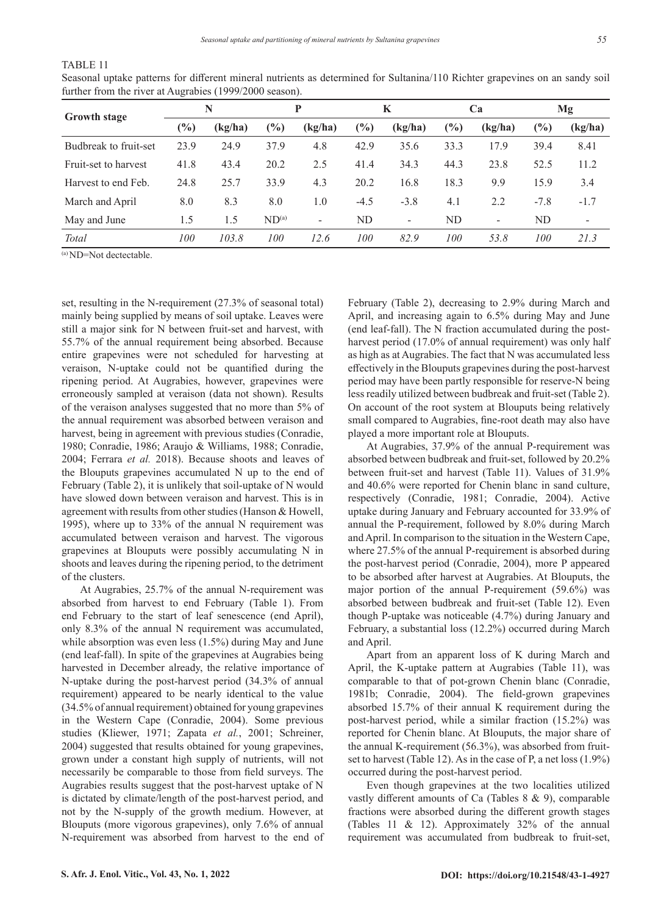TABLE 11

Seasonal uptake patterns for different mineral nutrients as determined for Sultanina/110 Richter grapevines on an sandy soil further from the river at Augrabies (1999/2000 season).

| Growth stage | N | | P | | K | | Ca | | Mg | |
|---|---|---|---|---|---|---|---|---|---|---|
| | (%) | (kg/ha) | (%) | (kg/ha) | (%) | (kg/ha) | (%) | (kg/ha) | (%) | (kg/ha) |
| Budbreak to fruit-set | 23.9 | 24.9 | 37.9 | 4.8 | 42.9 | 35.6 | 33.3 | 17.9 | 39.4 | 8.41 |
| Fruit-set to harvest | 41.8 | 43.4 | 20.2 | 2.5 | 41.4 | 34.3 | 44.3 | 23.8 | 52.5 | 11.2 |
| Harvest to end Feb. | 24.8 | 25.7 | 33.9 | 4.3 | 20.2 | 16.8 | 18.3 | 9.9 | 15.9 | 3.4 |
| March and April | 8.0 | 8.3 | 8.0 | 1.0 | -4.5 | -3.8 | 4.1 | 2.2 | -7.8 | -1.7 |
| May and June | 1.5 | 1.5 | ND[a] | - | ND | - | ND | - | ND | - |
| *Total* | *100* | *103.8* | *100* | *12.6* | *100* | *82.9* | *100* | *53.8* | *100* | *21.3* |

[a] ND=Not dectectable.

set, resulting in the N-requirement (27.3% of seasonal total) mainly being supplied by means of soil uptake. Leaves were still a major sink for N between fruit-set and harvest, with 55.7% of the annual requirement being absorbed. Because entire grapevines were not scheduled for harvesting at veraison, N-uptake could not be quantified during the ripening period. At Augrabies, however, grapevines were erroneously sampled at veraison (data not shown). Results of the veraison analyses suggested that no more than 5% of the annual requirement was absorbed between veraison and harvest, being in agreement with previous studies (Conradie, 1980; Conradie, 1986; Araujo & Williams, 1988; Conradie, 2004; Ferrara *et al.* 2018). Because shoots and leaves of the Blouputs grapevines accumulated N up to the end of February (Table 2), it is unlikely that soil-uptake of N would have slowed down between veraison and harvest. This is in agreement with results from other studies (Hanson & Howell, 1995), where up to 33% of the annual N requirement was accumulated between veraison and harvest. The vigorous grapevines at Blouputs were possibly accumulating N in shoots and leaves during the ripening period, to the detriment of the clusters.

At Augrabies, 25.7% of the annual N-requirement was absorbed from harvest to end February (Table 1). From end February to the start of leaf senescence (end April), only 8.3% of the annual N requirement was accumulated, while absorption was even less (1.5%) during May and June (end leaf-fall). In spite of the grapevines at Augrabies being harvested in December already, the relative importance of N-uptake during the post-harvest period (34.3% of annual requirement) appeared to be nearly identical to the value (34.5% of annual requirement) obtained for young grapevines in the Western Cape (Conradie, 2004). Some previous studies (Kliewer, 1971; Zapata *et al.*, 2001; Schreiner, 2004) suggested that results obtained for young grapevines, grown under a constant high supply of nutrients, will not necessarily be comparable to those from field surveys. The Augrabies results suggest that the post-harvest uptake of N is dictated by climate/length of the post-harvest period, and not by the N-supply of the growth medium. However, at Blouputs (more vigorous grapevines), only 7.6% of annual N-requirement was absorbed from harvest to the end of February (Table 2), decreasing to 2.9% during March and April, and increasing again to 6.5% during May and June (end leaf-fall). The N fraction accumulated during the post-harvest period (17.0% of annual requirement) was only half as high as at Augrabies. The fact that N was accumulated less effectively in the Blouputs grapevines during the post-harvest period may have been partly responsible for reserve-N being less readily utilized between budbreak and fruit-set (Table 2). On account of the root system at Blouputs being relatively small compared to Augrabies, fine-root death may also have played a more important role at Blouputs.

At Augrabies, 37.9% of the annual P-requirement was absorbed between budbreak and fruit-set, followed by 20.2% between fruit-set and harvest (Table 11). Values of 31.9% and 40.6% were reported for Chenin blanc in sand culture, respectively (Conradie, 1981; Conradie, 2004). Active uptake during January and February accounted for 33.9% of annual the P-requirement, followed by 8.0% during March and April. In comparison to the situation in the Western Cape, where 27.5% of the annual P-requirement is absorbed during the post-harvest period (Conradie, 2004), more P appeared to be absorbed after harvest at Augrabies. At Blouputs, the major portion of the annual P-requirement (59.6%) was absorbed between budbreak and fruit-set (Table 12). Even though P-uptake was noticeable (4.7%) during January and February, a substantial loss (12.2%) occurred during March and April.

Apart from an apparent loss of K during March and April, the K-uptake pattern at Augrabies (Table 11), was comparable to that of pot-grown Chenin blanc (Conradie, 1981b; Conradie, 2004). The field-grown grapevines absorbed 15.7% of their annual K requirement during the post-harvest period, while a similar fraction (15.2%) was reported for Chenin blanc. At Blouputs, the major share of the annual K-requirement (56.3%), was absorbed from fruit-set to harvest (Table 12). As in the case of P, a net loss (1.9%) occurred during the post-harvest period.

Even though grapevines at the two localities utilized vastly different amounts of Ca (Tables 8 & 9), comparable fractions were absorbed during the different growth stages (Tables 11 & 12). Approximately 32% of the annual requirement was accumulated from budbreak to fruit-set,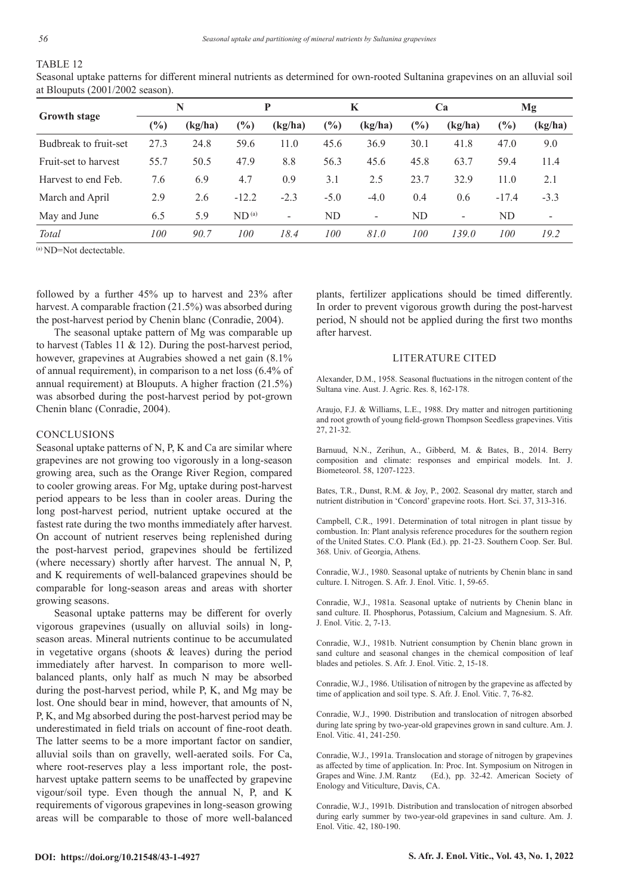TABLE 12

Seasonal uptake patterns for different mineral nutrients as determined for own-rooted Sultanina grapevines on an alluvial soil at Blouputs (2001/2002 season).

| Growth stage | N | | P | | K | | Ca | | Mg | |
|---|---|---|---|---|---|---|---|---|---|---|
| | (%) | (kg/ha) | (%) | (kg/ha) | (%) | (kg/ha) | (%) | (kg/ha) | (%) | (kg/ha) |
| Budbreak to fruit-set | 27.3 | 24.8 | 59.6 | 11.0 | 45.6 | 36.9 | 30.1 | 41.8 | 47.0 | 9.0 |
| Fruit-set to harvest | 55.7 | 50.5 | 47.9 | 8.8 | 56.3 | 45.6 | 45.8 | 63.7 | 59.4 | 11.4 |
| Harvest to end Feb. | 7.6 | 6.9 | 4.7 | 0.9 | 3.1 | 2.5 | 23.7 | 32.9 | 11.0 | 2.1 |
| March and April | 2.9 | 2.6 | -12.2 | -2.3 | -5.0 | -4.0 | 0.4 | 0.6 | -17.4 | -3.3 |
| May and June | 6.5 | 5.9 | ND [a] | - | ND | - | ND | - | ND | - |
| *Total* | *100* | *90.7* | *100* | *18.4* | *100* | *81.0* | *100* | *139.0* | *100* | *19.2* |

[a] ND=Not dectectable.

followed by a further 45% up to harvest and 23% after harvest. A comparable fraction (21.5%) was absorbed during the post-harvest period by Chenin blanc (Conradie, 2004).

The seasonal uptake pattern of Mg was comparable up to harvest (Tables 11 & 12). During the post-harvest period, however, grapevines at Augrabies showed a net gain (8.1% of annual requirement), in comparison to a net loss (6.4% of annual requirement) at Blouputs. A higher fraction (21.5%) was absorbed during the post-harvest period by pot-grown Chenin blanc (Conradie, 2004).

## CONCLUSIONS

Seasonal uptake patterns of N, P, K and Ca are similar where grapevines are not growing too vigorously in a long-season growing area, such as the Orange River Region, compared to cooler growing areas. For Mg, uptake during post-harvest period appears to be less than in cooler areas. During the long post-harvest period, nutrient uptake occured at the fastest rate during the two months immediately after harvest. On account of nutrient reserves being replenished during the post-harvest period, grapevines should be fertilized (where necessary) shortly after harvest. The annual N, P, and K requirements of well-balanced grapevines should be comparable for long-season areas and areas with shorter growing seasons.

Seasonal uptake patterns may be different for overly vigorous grapevines (usually on alluvial soils) in long-season areas. Mineral nutrients continue to be accumulated in vegetative organs (shoots & leaves) during the period immediately after harvest. In comparison to more well-balanced plants, only half as much N may be absorbed during the post-harvest period, while P, K, and Mg may be lost. One should bear in mind, however, that amounts of N, P, K, and Mg absorbed during the post-harvest period may be underestimated in field trials on account of fine-root death. The latter seems to be a more important factor on sandier, alluvial soils than on gravelly, well-aerated soils. For Ca, where root-reserves play a less important role, the post-harvest uptake pattern seems to be unaffected by grapevine vigour/soil type. Even though the annual N, P, and K requirements of vigorous grapevines in long-season growing areas will be comparable to those of more well-balanced plants, fertilizer applications should be timed differently. In order to prevent vigorous growth during the post-harvest period, N should not be applied during the first two months after harvest.

## LITERATURE CITED

Alexander, D.M., 1958. Seasonal fluctuations in the nitrogen content of the Sultana vine. Aust. J. Agric. Res. 8, 162-178.

Araujo, F.J. & Williams, L.E., 1988. Dry matter and nitrogen partitioning and root growth of young field-grown Thompson Seedless grapevines. Vitis 27, 21-32.

Barnuud, N.N., Zerihun, A., Gibberd, M. & Bates, B., 2014. Berry composition and climate: responses and empirical models. Int. J. Biometeorol. 58, 1207-1223.

Bates, T.R., Dunst, R.M. & Joy, P., 2002. Seasonal dry matter, starch and nutrient distribution in 'Concord' grapevine roots. Hort. Sci. 37, 313-316.

Campbell, C.R., 1991. Determination of total nitrogen in plant tissue by combustion. In: Plant analysis reference procedures for the southern region of the United States. C.O. Plank (Ed.). pp. 21-23. Southern Coop. Ser. Bul. 368. Univ. of Georgia, Athens.

Conradie, W.J., 1980. Seasonal uptake of nutrients by Chenin blanc in sand culture. I. Nitrogen. S. Afr. J. Enol. Vitic. 1, 59-65.

Conradie, W.J., 1981a. Seasonal uptake of nutrients by Chenin blanc in sand culture. II. Phosphorus, Potassium, Calcium and Magnesium. S. Afr. J. Enol. Vitic. 2, 7-13.

Conradie, W.J., 1981b. Nutrient consumption by Chenin blanc grown in sand culture and seasonal changes in the chemical composition of leaf blades and petioles. S. Afr. J. Enol. Vitic. 2, 15-18.

Conradie, W.J., 1986. Utilisation of nitrogen by the grapevine as affected by time of application and soil type. S. Afr. J. Enol. Vitic. 7, 76-82.

Conradie, W.J., 1990. Distribution and translocation of nitrogen absorbed during late spring by two-year-old grapevines grown in sand culture. Am. J. Enol. Vitic. 41, 241-250.

Conradie, W.J., 1991a. Translocation and storage of nitrogen by grapevines as affected by time of application. In: Proc. Int. Symposium on Nitrogen in Grapes and Wine. J.M. Rantz (Ed.), pp. 32-42. American Society of Enology and Viticulture, Davis, CA.

Conradie, W.J., 1991b. Distribution and translocation of nitrogen absorbed during early summer by two-year-old grapevines in sand culture. Am. J. Enol. Vitic. 42, 180-190.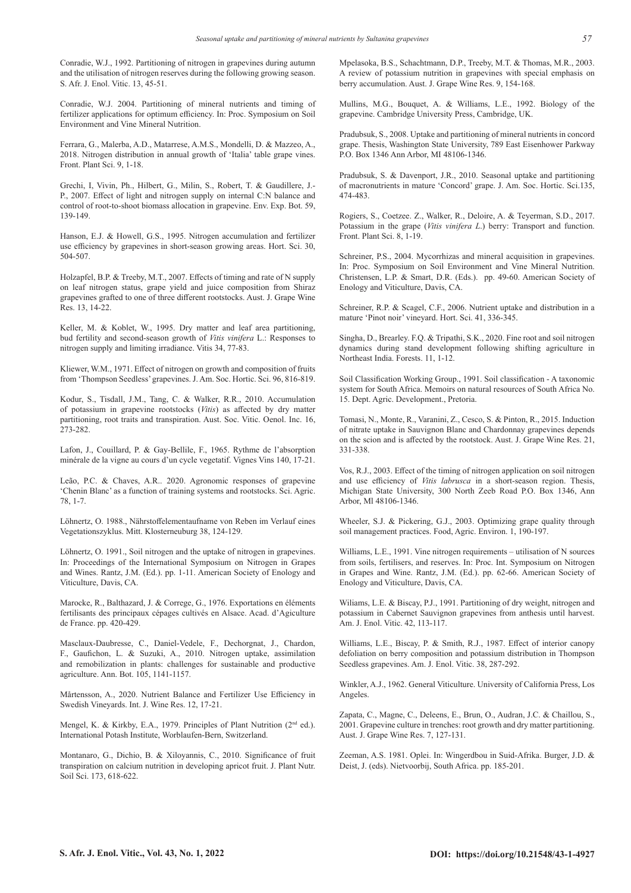Conradie, W.J., 1992. Partitioning of nitrogen in grapevines during autumn and the utilisation of nitrogen reserves during the following growing season. S. Afr. J. Enol. Vitic. 13, 45-51.

Conradie, W.J. 2004. Partitioning of mineral nutrients and timing of fertilizer applications for optimum efficiency. In: Proc. Symposium on Soil Environment and Vine Mineral Nutrition.

Ferrara, G., Malerba, A.D., Matarrese, A.M.S., Mondelli, D. & Mazzeo, A., 2018. Nitrogen distribution in annual growth of 'Italia' table grape vines. Front. Plant Sci. 9, 1-18.

Grechi, I, Vivin, Ph., Hilbert, G., Milin, S., Robert, T. & Gaudillere, J.-P., 2007. Effect of light and nitrogen supply on internal C:N balance and control of root-to-shoot biomass allocation in grapevine. Env. Exp. Bot. 59, 139-149.

Hanson, E.J. & Howell, G.S., 1995. Nitrogen accumulation and fertilizer use efficiency by grapevines in short-season growing areas. Hort. Sci. 30, 504-507.

Holzapfel, B.P. & Treeby, M.T., 2007. Effects of timing and rate of N supply on leaf nitrogen status, grape yield and juice composition from Shiraz grapevines grafted to one of three different rootstocks. Aust. J. Grape Wine Res. 13, 14-22.

Keller, M. & Koblet, W., 1995. Dry matter and leaf area partitioning, bud fertility and second-season growth of *Vitis vinifera* L.: Responses to nitrogen supply and limiting irradiance. Vitis 34, 77-83.

Kliewer, W.M., 1971. Effect of nitrogen on growth and composition of fruits from 'Thompson Seedless' grapevines. J. Am. Soc. Hortic. Sci. 96, 816-819.

Kodur, S., Tisdall, J.M., Tang, C. & Walker, R.R., 2010. Accumulation of potassium in grapevine rootstocks (*Vitis*) as affected by dry matter partitioning, root traits and transpiration. Aust. Soc. Vitic. Oenol. Inc. 16, 273-282.

Lafon, J., Couillard, P. & Gay-Bellile, F., 1965. Rythme de l'absorption minérale de la vigne au cours d'un cycle vegetatif. Vignes Vins 140, 17-21.

Leão, P.C. & Chaves, A.R.. 2020. Agronomic responses of grapevine 'Chenin Blanc' as a function of training systems and rootstocks. Sci. Agric. 78, 1-7.

Löhnertz, O. 1988., Nährstoffelementaufname von Reben im Verlauf eines Vegetationszyklus. Mitt. Klosterneuburg 38, 124-129.

Löhnertz, O. 1991., Soil nitrogen and the uptake of nitrogen in grapevines. In: Proceedings of the International Symposium on Nitrogen in Grapes and Wines. Rantz, J.M. (Ed.). pp. 1-11. American Society of Enology and Viticulture, Davis, CA.

Marocke, R., Balthazard, J. & Correge, G., 1976. Exportations en éléments fertilisants des principaux cépages cultivés en Alsace. Acad. d'Agiculture de France. pp. 420-429.

Masclaux-Daubresse, C., Daniel-Vedele, F., Dechorgnat, J., Chardon, F., Gaufichon, L. & Suzuki, A., 2010. Nitrogen uptake, assimilation and remobilization in plants: challenges for sustainable and productive agriculture. Ann. Bot. 105, 1141-1157.

Mårtensson, A., 2020. Nutrient Balance and Fertilizer Use Efficiency in Swedish Vineyards. Int. J. Wine Res. 12, 17-21.

Mengel, K. & Kirkby, E.A., 1979. Principles of Plant Nutrition (2nd ed.). International Potash Institute, Worblaufen-Bern, Switzerland.

Montanaro, G., Dichio, B. & Xiloyannis, C., 2010. Significance of fruit transpiration on calcium nutrition in developing apricot fruit. J. Plant Nutr. Soil Sci. 173, 618-622.

Mpelasoka, B.S., Schachtmann, D.P., Treeby, M.T. & Thomas, M.R., 2003. A review of potassium nutrition in grapevines with special emphasis on berry accumulation. Aust. J. Grape Wine Res. 9, 154-168.

Mullins, M.G., Bouquet, A. & Williams, L.E., 1992. Biology of the grapevine. Cambridge University Press, Cambridge, UK.

Pradubsuk, S., 2008. Uptake and partitioning of mineral nutrients in concord grape. Thesis, Washington State University, 789 East Eisenhower Parkway P.O. Box 1346 Ann Arbor, MI 48106-1346.

Pradubsuk, S. & Davenport, J.R., 2010. Seasonal uptake and partitioning of macronutrients in mature 'Concord' grape. J. Am. Soc. Hortic. Sci.135, 474-483.

Rogiers, S., Coetzee. Z., Walker, R., Deloire, A. & Teyerman, S.D., 2017. Potassium in the grape (*Vitis vinifera L*.) berry: Transport and function. Front. Plant Sci. 8, 1-19.

Schreiner, P.S., 2004. Mycorrhizas and mineral acquisition in grapevines. In: Proc. Symposium on Soil Environment and Vine Mineral Nutrition. Christensen, L.P. & Smart, D.R. (Eds.). pp. 49-60. American Society of Enology and Viticulture, Davis, CA.

Schreiner, R.P. & Scagel, C.F., 2006. Nutrient uptake and distribution in a mature 'Pinot noir' vineyard. Hort. Sci. 41, 336-345.

Singha, D., Brearley. F.Q. & Tripathi, S.K., 2020. Fine root and soil nitrogen dynamics during stand development following shifting agriculture in Northeast India. Forests. 11, 1-12.

Soil Classification Working Group., 1991. Soil classification - A taxonomic system for South Africa. Memoirs on natural resources of South Africa No. 15. Dept. Agric. Development., Pretoria.

Tomasi, N., Monte, R., Varanini, Z., Cesco, S. & Pinton, R., 2015. Induction of nitrate uptake in Sauvignon Blanc and Chardonnay grapevines depends on the scion and is affected by the rootstock. Aust. J. Grape Wine Res. 21, 331-338.

Vos, R.J., 2003. Effect of the timing of nitrogen application on soil nitrogen and use efficiency of *Vitis labrusca* in a short-season region. Thesis, Michigan State University, 300 North Zeeb Road P.O. Box 1346, Ann Arbor, Ml 48106-1346.

Wheeler, S.J. & Pickering, G.J., 2003. Optimizing grape quality through soil management practices. Food, Agric. Environ. 1, 190-197.

Williams, L.E., 1991. Vine nitrogen requirements – utilisation of N sources from soils, fertilisers, and reserves. In: Proc. Int. Symposium on Nitrogen in Grapes and Wine. Rantz, J.M. (Ed.). pp. 62-66. American Society of Enology and Viticulture, Davis, CA.

Wiliams, L.E. & Biscay, P.J., 1991. Partitioning of dry weight, nitrogen and potassium in Cabernet Sauvignon grapevines from anthesis until harvest. Am. J. Enol. Vitic. 42, 113-117.

Williams, L.E., Biscay, P. & Smith, R.J., 1987. Effect of interior canopy defoliation on berry composition and potassium distribution in Thompson Seedless grapevines. Am. J. Enol. Vitic. 38, 287-292.

Winkler, A.J., 1962. General Viticulture. University of California Press, Los Angeles.

Zapata, C., Magne, C., Deleens, E., Brun, O., Audran, J.C. & Chaillou, S., 2001. Grapevine culture in trenches: root growth and dry matter partitioning. Aust. J. Grape Wine Res. 7, 127-131.

Zeeman, A.S. 1981. Oplei. In: Wingerdbou in Suid-Afrika. Burger, J.D. & Deist, J. (eds). Nietvoorbij, South Africa. pp. 185-201.